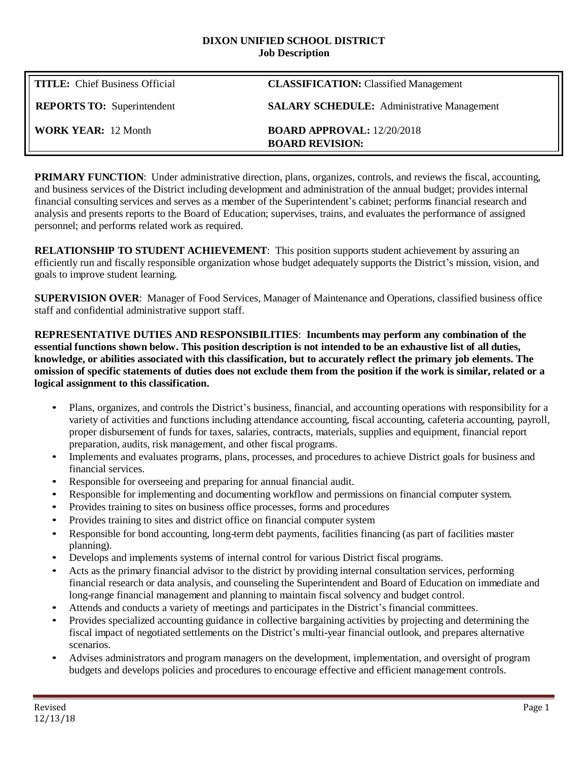**DIXON UNIFIED SCHOOL DISTRICT**
**Job Description**

| | |
|---|---|
| **TITLE:** Chief Business Official | **CLASSIFICATION:** Classified Management |
| **REPORTS TO:** Superintendent | **SALARY SCHEDULE:** Administrative Management |
| **WORK YEAR:** 12 Month | **BOARD APPROVAL:** 12/20/2018<br>**BOARD REVISION:** |

**PRIMARY FUNCTION**: Under administrative direction, plans, organizes, controls, and reviews the fiscal, accounting, and business services of the District including development and administration of the annual budget; provides internal financial consulting services and serves as a member of the Superintendent's cabinet; performs financial research and analysis and presents reports to the Board of Education; supervises, trains, and evaluates the performance of assigned personnel; and performs related work as required.

**RELATIONSHIP TO STUDENT ACHIEVEMENT**: This position supports student achievement by assuring an efficiently run and fiscally responsible organization whose budget adequately supports the District's mission, vision, and goals to improve student learning.

**SUPERVISION OVER**: Manager of Food Services, Manager of Maintenance and Operations, classified business office staff and confidential administrative support staff.

**REPRESENTATIVE DUTIES AND RESPONSIBILITIES**: **Incumbents may perform any combination of the essential functions shown below. This position description is not intended to be an exhaustive list of all duties, knowledge, or abilities associated with this classification, but to accurately reflect the primary job elements. The omission of specific statements of duties does not exclude them from the position if the work is similar, related or a logical assignment to this classification.**

- Plans, organizes, and controls the District's business, financial, and accounting operations with responsibility for a variety of activities and functions including attendance accounting, fiscal accounting, cafeteria accounting, payroll, proper disbursement of funds for taxes, salaries, contracts, materials, supplies and equipment, financial report preparation, audits, risk management, and other fiscal programs.
- Implements and evaluates programs, plans, processes, and procedures to achieve District goals for business and financial services.
- Responsible for overseeing and preparing for annual financial audit.
- Responsible for implementing and documenting workflow and permissions on financial computer system.
- Provides training to sites on business office processes, forms and procedures
- Provides training to sites and district office on financial computer system
- Responsible for bond accounting, long-term debt payments, facilities financing (as part of facilities master planning).
- Develops and implements systems of internal control for various District fiscal programs.
- Acts as the primary financial advisor to the district by providing internal consultation services, performing financial research or data analysis, and counseling the Superintendent and Board of Education on immediate and long-range financial management and planning to maintain fiscal solvency and budget control.
- Attends and conducts a variety of meetings and participates in the District's financial committees.
- Provides specialized accounting guidance in collective bargaining activities by projecting and determining the fiscal impact of negotiated settlements on the District's multi-year financial outlook, and prepares alternative scenarios.
- Advises administrators and program managers on the development, implementation, and oversight of program budgets and develops policies and procedures to encourage effective and efficient management controls.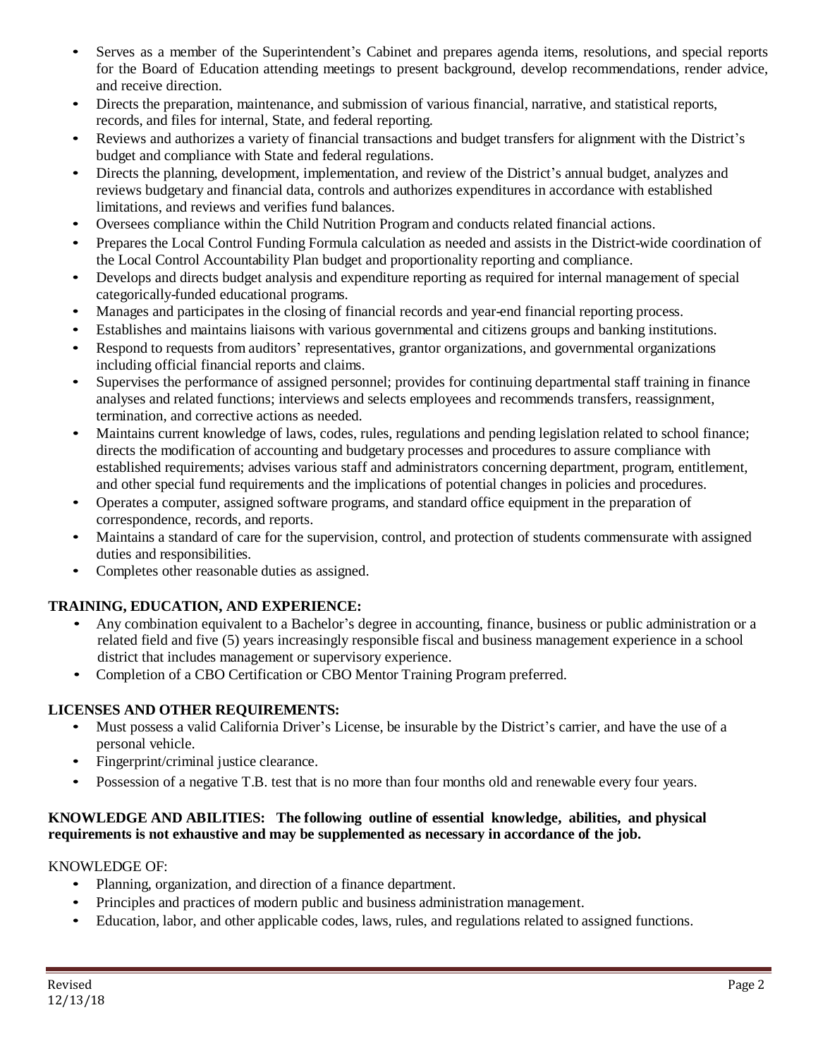- Serves as a member of the Superintendent's Cabinet and prepares agenda items, resolutions, and special reports for the Board of Education attending meetings to present background, develop recommendations, render advice, and receive direction.
- Directs the preparation, maintenance, and submission of various financial, narrative, and statistical reports, records, and files for internal, State, and federal reporting.
- Reviews and authorizes a variety of financial transactions and budget transfers for alignment with the District's budget and compliance with State and federal regulations.
- Directs the planning, development, implementation, and review of the District's annual budget, analyzes and reviews budgetary and financial data, controls and authorizes expenditures in accordance with established limitations, and reviews and verifies fund balances.
- Oversees compliance within the Child Nutrition Program and conducts related financial actions.
- Prepares the Local Control Funding Formula calculation as needed and assists in the District-wide coordination of the Local Control Accountability Plan budget and proportionality reporting and compliance.
- Develops and directs budget analysis and expenditure reporting as required for internal management of special categorically-funded educational programs.
- Manages and participates in the closing of financial records and year-end financial reporting process.
- Establishes and maintains liaisons with various governmental and citizens groups and banking institutions.
- Respond to requests from auditors' representatives, grantor organizations, and governmental organizations including official financial reports and claims.
- Supervises the performance of assigned personnel; provides for continuing departmental staff training in finance analyses and related functions; interviews and selects employees and recommends transfers, reassignment, termination, and corrective actions as needed.
- Maintains current knowledge of laws, codes, rules, regulations and pending legislation related to school finance; directs the modification of accounting and budgetary processes and procedures to assure compliance with established requirements; advises various staff and administrators concerning department, program, entitlement, and other special fund requirements and the implications of potential changes in policies and procedures.
- Operates a computer, assigned software programs, and standard office equipment in the preparation of correspondence, records, and reports.
- Maintains a standard of care for the supervision, control, and protection of students commensurate with assigned duties and responsibilities.
- Completes other reasonable duties as assigned.

**TRAINING, EDUCATION, AND EXPERIENCE:**

- Any combination equivalent to a Bachelor's degree in accounting, finance, business or public administration or a related field and five (5) years increasingly responsible fiscal and business management experience in a school district that includes management or supervisory experience.
- Completion of a CBO Certification or CBO Mentor Training Program preferred.

**LICENSES AND OTHER REQUIREMENTS:**

- Must possess a valid California Driver's License, be insurable by the District's carrier, and have the use of a personal vehicle.
- Fingerprint/criminal justice clearance.
- Possession of a negative T.B. test that is no more than four months old and renewable every four years.

**KNOWLEDGE AND ABILITIES: The following outline of essential knowledge, abilities, and physical requirements is not exhaustive and may be supplemented as necessary in accordance of the job.**

KNOWLEDGE OF:

- Planning, organization, and direction of a finance department.
- Principles and practices of modern public and business administration management.
- Education, labor, and other applicable codes, laws, rules, and regulations related to assigned functions.

Revised
12/13/18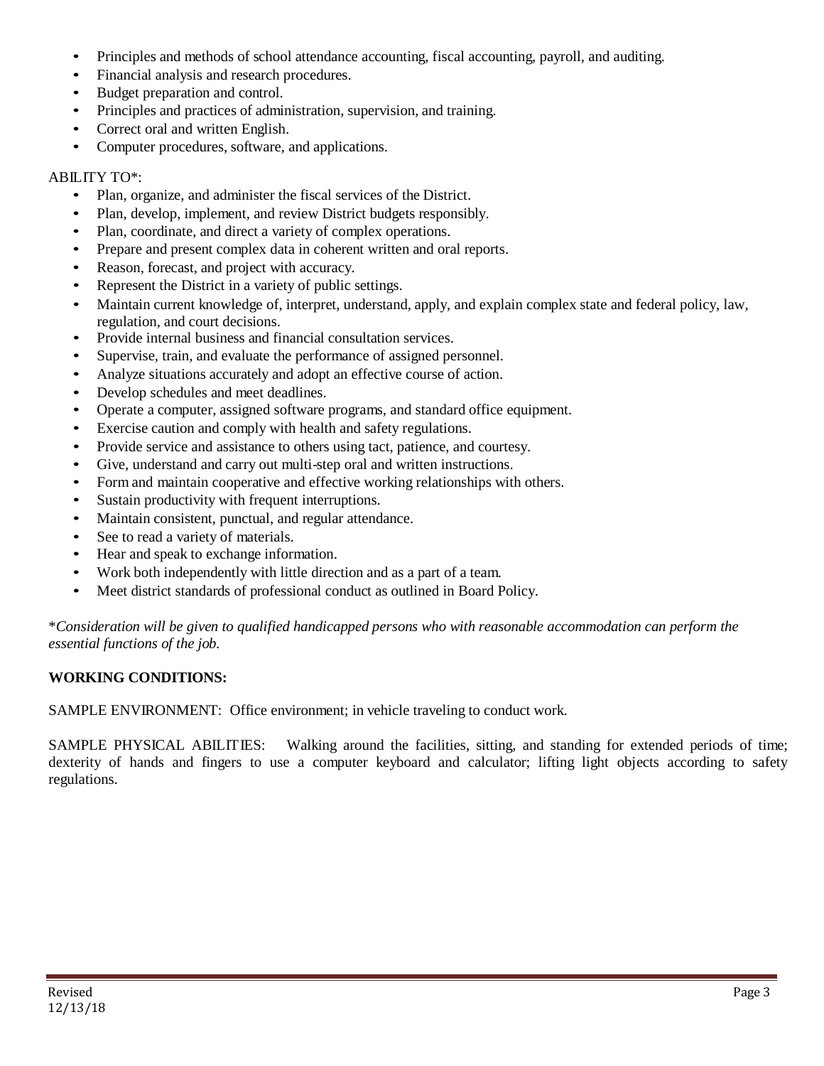- Principles and methods of school attendance accounting, fiscal accounting, payroll, and auditing.
- Financial analysis and research procedures.
- Budget preparation and control.
- Principles and practices of administration, supervision, and training.
- Correct oral and written English.
- Computer procedures, software, and applications.

ABILITY TO*:

- Plan, organize, and administer the fiscal services of the District.
- Plan, develop, implement, and review District budgets responsibly.
- Plan, coordinate, and direct a variety of complex operations.
- Prepare and present complex data in coherent written and oral reports.
- Reason, forecast, and project with accuracy.
- Represent the District in a variety of public settings.
- Maintain current knowledge of, interpret, understand, apply, and explain complex state and federal policy, law, regulation, and court decisions.
- Provide internal business and financial consultation services.
- Supervise, train, and evaluate the performance of assigned personnel.
- Analyze situations accurately and adopt an effective course of action.
- Develop schedules and meet deadlines.
- Operate a computer, assigned software programs, and standard office equipment.
- Exercise caution and comply with health and safety regulations.
- Provide service and assistance to others using tact, patience, and courtesy.
- Give, understand and carry out multi-step oral and written instructions.
- Form and maintain cooperative and effective working relationships with others.
- Sustain productivity with frequent interruptions.
- Maintain consistent, punctual, and regular attendance.
- See to read a variety of materials.
- Hear and speak to exchange information.
- Work both independently with little direction and as a part of a team.
- Meet district standards of professional conduct as outlined in Board Policy.

*\*Consideration will be given to qualified handicapped persons who with reasonable accommodation can perform the essential functions of the job.*

**WORKING CONDITIONS:**

SAMPLE ENVIRONMENT: Office environment; in vehicle traveling to conduct work.

SAMPLE PHYSICAL ABILITIES: Walking around the facilities, sitting, and standing for extended periods of time; dexterity of hands and fingers to use a computer keyboard and calculator; lifting light objects according to safety regulations.

Revised
12/13/18